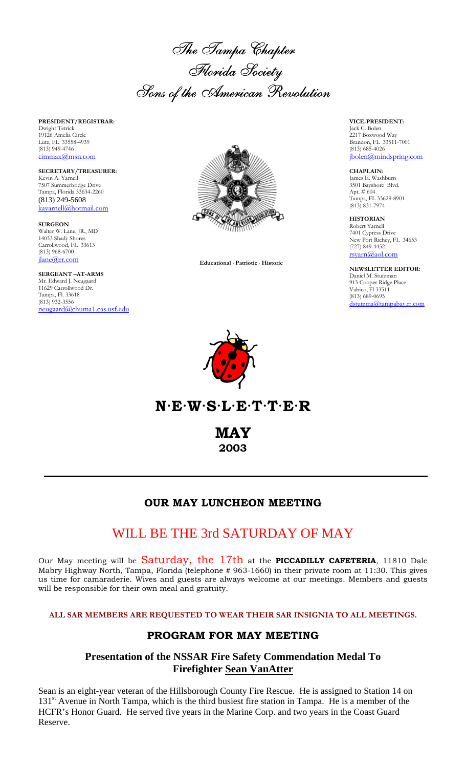# The Tampa Chapter
# Florida Society
# Sons of the American Revolution

**PRESIDENT/REGISTRAR:**
Dwight Tetrick
19126 Amelia Circle
Lutz, FL 33558-4939
(813) 949-4746
cimmax@msn.com

**SECRETARY/TREASURER:**
Kevin A. Yarnell
7507 Summerbridge Drive
Tampa, Florida 33634-2260
(813) 249-5608
kayarnell@hotmail.com

**SURGEON**
Walter W. Lane, JR., MD
14033 Shady Shores
Carrollwood, FL 33613
(813) 968-6700
jlane@rr.com

**SERGEANT –AT-ARMS**
Mr. Edward J. Neugaard
11629 Carrollwood Dr.
Tampa, Fl. 33618
(813) 932-3556
neugaard@chuma1.cas.usf.edu

Educational · Patriotic · Historic

**VICE-PRESIDENT:**
Jack C. Bolen
2217 Boxwood Way
Brandon, FL 33511-7001
(813) 685-4026
jbolen@mindspring.com

**CHAPLAIN:**
James E. Washburn
3501 Bayshore Blvd.
Apt. # 604
Tampa, FL 33629-8901
(813) 831-7974

**HISTORIAN**
Robert Yarnell
7401 Cypress Drive
New Port Richey, FL 34653
(727) 849-4452
rsyarn@aol.com

**NEWSLETTER EDITOR:**
Daniel M. Stutzman
913 Cooper Ridge Place
Valrico, Fl 33511
(813) 689-0695
dstutzma@tampabay.rr.com

# N·E·W·S·L·E·T·T·E·R

# MAY
## 2003

---

## OUR MAY LUNCHEON MEETING

## WILL BE THE 3rd SATURDAY OF MAY

Our May meeting will be Saturday, the 17th at the **PICCADILLY CAFETERIA**, 11810 Dale Mabry Highway North, Tampa, Florida (telephone # 963-1660) in their private room at 11:30. This gives us time for camaraderie. Wives and guests are always welcome at our meetings. Members and guests will be responsible for their own meal and gratuity.

**ALL SAR MEMBERS ARE REQUESTED TO WEAR THEIR SAR INSIGNIA TO ALL MEETINGS.**

## PROGRAM FOR MAY MEETING

### Presentation of the NSSAR Fire Safety Commendation Medal To Firefighter Sean VanAtter

Sean is an eight-year veteran of the Hillsborough County Fire Rescue. He is assigned to Station 14 on 131st Avenue in North Tampa, which is the third busiest fire station in Tampa. He is a member of the HCFR's Honor Guard. He served five years in the Marine Corp. and two years in the Coast Guard Reserve.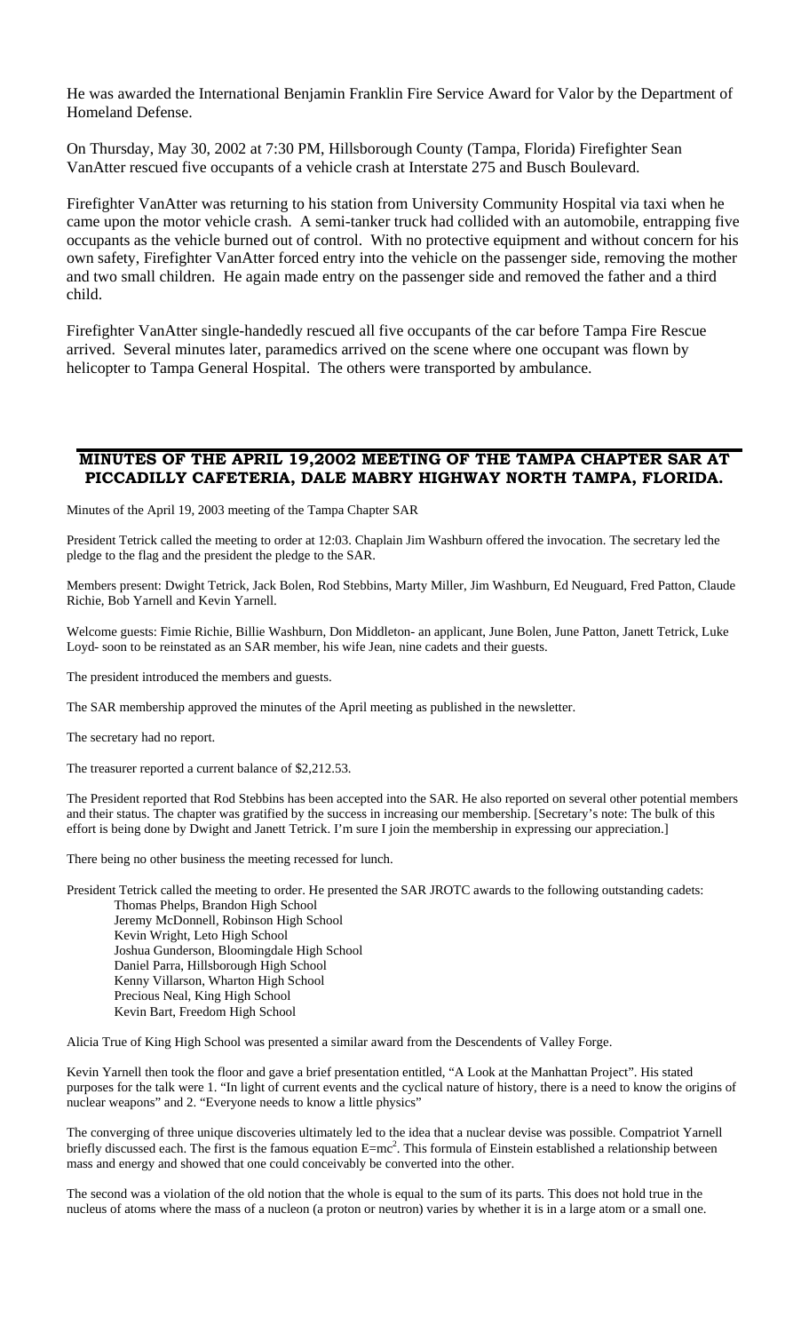He was awarded the International Benjamin Franklin Fire Service Award for Valor by the Department of Homeland Defense.

On Thursday, May 30, 2002 at 7:30 PM, Hillsborough County (Tampa, Florida) Firefighter Sean VanAtter rescued five occupants of a vehicle crash at Interstate 275 and Busch Boulevard.

Firefighter VanAtter was returning to his station from University Community Hospital via taxi when he came upon the motor vehicle crash. A semi-tanker truck had collided with an automobile, entrapping five occupants as the vehicle burned out of control. With no protective equipment and without concern for his own safety, Firefighter VanAtter forced entry into the vehicle on the passenger side, removing the mother and two small children. He again made entry on the passenger side and removed the father and a third child.

Firefighter VanAtter single-handedly rescued all five occupants of the car before Tampa Fire Rescue arrived. Several minutes later, paramedics arrived on the scene where one occupant was flown by helicopter to Tampa General Hospital. The others were transported by ambulance.

## MINUTES OF THE APRIL 19,2002 MEETING OF THE TAMPA CHAPTER SAR AT PICCADILLY CAFETERIA, DALE MABRY HIGHWAY NORTH TAMPA, FLORIDA.

Minutes of the April 19, 2003 meeting of the Tampa Chapter SAR

President Tetrick called the meeting to order at 12:03. Chaplain Jim Washburn offered the invocation. The secretary led the pledge to the flag and the president the pledge to the SAR.

Members present: Dwight Tetrick, Jack Bolen, Rod Stebbins, Marty Miller, Jim Washburn, Ed Neuguard, Fred Patton, Claude Richie, Bob Yarnell and Kevin Yarnell.

Welcome guests: Fimie Richie, Billie Washburn, Don Middleton- an applicant, June Bolen, June Patton, Janett Tetrick, Luke Loyd- soon to be reinstated as an SAR member, his wife Jean, nine cadets and their guests.

The president introduced the members and guests.

The SAR membership approved the minutes of the April meeting as published in the newsletter.

The secretary had no report.

The treasurer reported a current balance of $2,212.53.

The President reported that Rod Stebbins has been accepted into the SAR. He also reported on several other potential members and their status. The chapter was gratified by the success in increasing our membership. [Secretary's note: The bulk of this effort is being done by Dwight and Janett Tetrick. I'm sure I join the membership in expressing our appreciation.]

There being no other business the meeting recessed for lunch.

President Tetrick called the meeting to order. He presented the SAR JROTC awards to the following outstanding cadets:

- Thomas Phelps, Brandon High School
- Jeremy McDonnell, Robinson High School
- Kevin Wright, Leto High School
- Joshua Gunderson, Bloomingdale High School
- Daniel Parra, Hillsborough High School
- Kenny Villarson, Wharton High School
- Precious Neal, King High School
- Kevin Bart, Freedom High School

Alicia True of King High School was presented a similar award from the Descendents of Valley Forge.

Kevin Yarnell then took the floor and gave a brief presentation entitled, "A Look at the Manhattan Project". His stated purposes for the talk were 1. "In light of current events and the cyclical nature of history, there is a need to know the origins of nuclear weapons" and 2. "Everyone needs to know a little physics"

The converging of three unique discoveries ultimately led to the idea that a nuclear devise was possible. Compatriot Yarnell briefly discussed each. The first is the famous equation $E=mc^2$. This formula of Einstein established a relationship between mass and energy and showed that one could conceivably be converted into the other.

The second was a violation of the old notion that the whole is equal to the sum of its parts. This does not hold true in the nucleus of atoms where the mass of a nucleon (a proton or neutron) varies by whether it is in a large atom or a small one.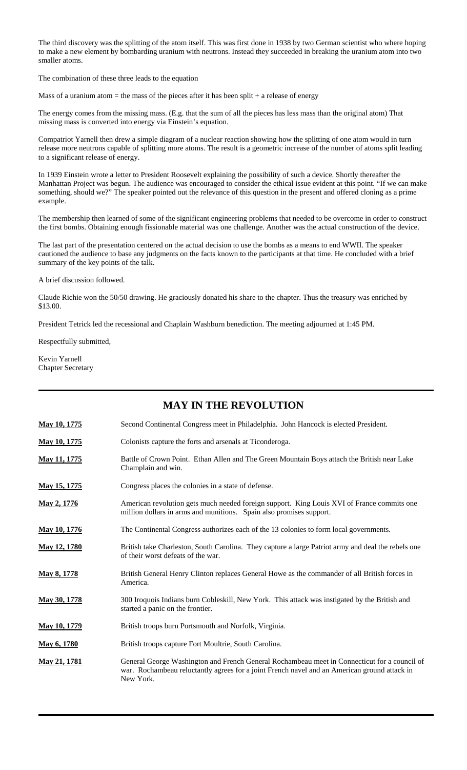The third discovery was the splitting of the atom itself. This was first done in 1938 by two German scientist who where hoping to make a new element by bombarding uranium with neutrons. Instead they succeeded in breaking the uranium atom into two smaller atoms.

The combination of these three leads to the equation

Mass of a uranium atom = the mass of the pieces after it has been split + a release of energy

The energy comes from the missing mass. (E.g. that the sum of all the pieces has less mass than the original atom) That missing mass is converted into energy via Einstein's equation.

Compatriot Yarnell then drew a simple diagram of a nuclear reaction showing how the splitting of one atom would in turn release more neutrons capable of splitting more atoms. The result is a geometric increase of the number of atoms split leading to a significant release of energy.

In 1939 Einstein wrote a letter to President Roosevelt explaining the possibility of such a device. Shortly thereafter the Manhattan Project was begun. The audience was encouraged to consider the ethical issue evident at this point. "If we can make something, should we?" The speaker pointed out the relevance of this question in the present and offered cloning as a prime example.

The membership then learned of some of the significant engineering problems that needed to be overcome in order to construct the first bombs. Obtaining enough fissionable material was one challenge. Another was the actual construction of the device.

The last part of the presentation centered on the actual decision to use the bombs as a means to end WWII. The speaker cautioned the audience to base any judgments on the facts known to the participants at that time. He concluded with a brief summary of the key points of the talk.

A brief discussion followed.

Claude Richie won the 50/50 drawing. He graciously donated his share to the chapter. Thus the treasury was enriched by $13.00.

President Tetrick led the recessional and Chaplain Washburn benediction. The meeting adjourned at 1:45 PM.

Respectfully submitted,

Kevin Yarnell
Chapter Secretary

---

## MAY IN THE REVOLUTION

| | |
|---|---|
| **May 10, 1775** | Second Continental Congress meet in Philadelphia. John Hancock is elected President. |
| **May 10, 1775** | Colonists capture the forts and arsenals at Ticonderoga. |
| **May 11, 1775** | Battle of Crown Point. Ethan Allen and The Green Mountain Boys attach the British near Lake Champlain and win. |
| **May 15, 1775** | Congress places the colonies in a state of defense. |
| **May 2, 1776** | American revolution gets much needed foreign support. King Louis XVI of France commits one million dollars in arms and munitions. Spain also promises support. |
| **May 10, 1776** | The Continental Congress authorizes each of the 13 colonies to form local governments. |
| **May 12, 1780** | British take Charleston, South Carolina. They capture a large Patriot army and deal the rebels one of their worst defeats of the war. |
| **May 8, 1778** | British General Henry Clinton replaces General Howe as the commander of all British forces in America. |
| **May 30, 1778** | 300 Iroquois Indians burn Cobleskill, New York. This attack was instigated by the British and started a panic on the frontier. |
| **May 10, 1779** | British troops burn Portsmouth and Norfolk, Virginia. |
| **May 6, 1780** | British troops capture Fort Moultrie, South Carolina. |
| **May 21, 1781** | General George Washington and French General Rochambeau meet in Connecticut for a council of war. Rochambeau reluctantly agrees for a joint French navel and an American ground attack in New York. |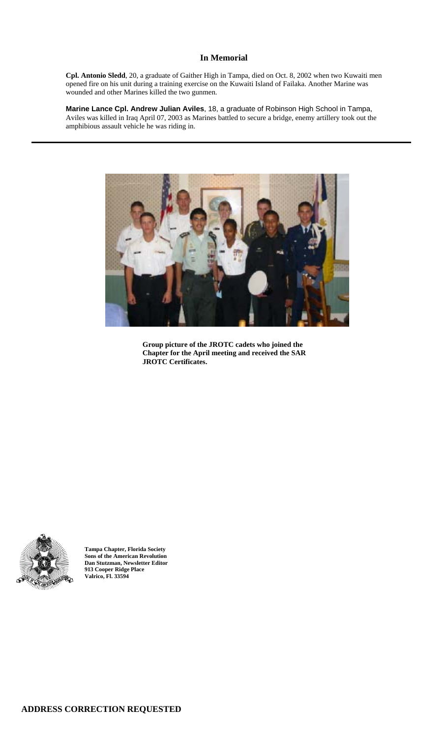## In Memorial

**Cpl. Antonio Sledd**, 20, a graduate of Gaither High in Tampa, died on Oct. 8, 2002 when two Kuwaiti men opened fire on his unit during a training exercise on the Kuwaiti Island of Failaka. Another Marine was wounded and other Marines killed the two gunmen.

**Marine Lance Cpl. Andrew Julian Aviles**, 18, a graduate of Robinson High School in Tampa, Aviles was killed in Iraq April 07, 2003 as Marines battled to secure a bridge, enemy artillery took out the amphibious assault vehicle he was riding in.

---

**Group picture of the JROTC cadets who joined the Chapter for the April meeting and received the SAR JROTC Certificates.**

**Tampa Chapter, Florida Society**
**Sons of the American Revolution**
**Dan Stutzman, Newsletter Editor**
**913 Cooper Ridge Place**
**Valrico, Fl. 33594**

**ADDRESS CORRECTION REQUESTED**